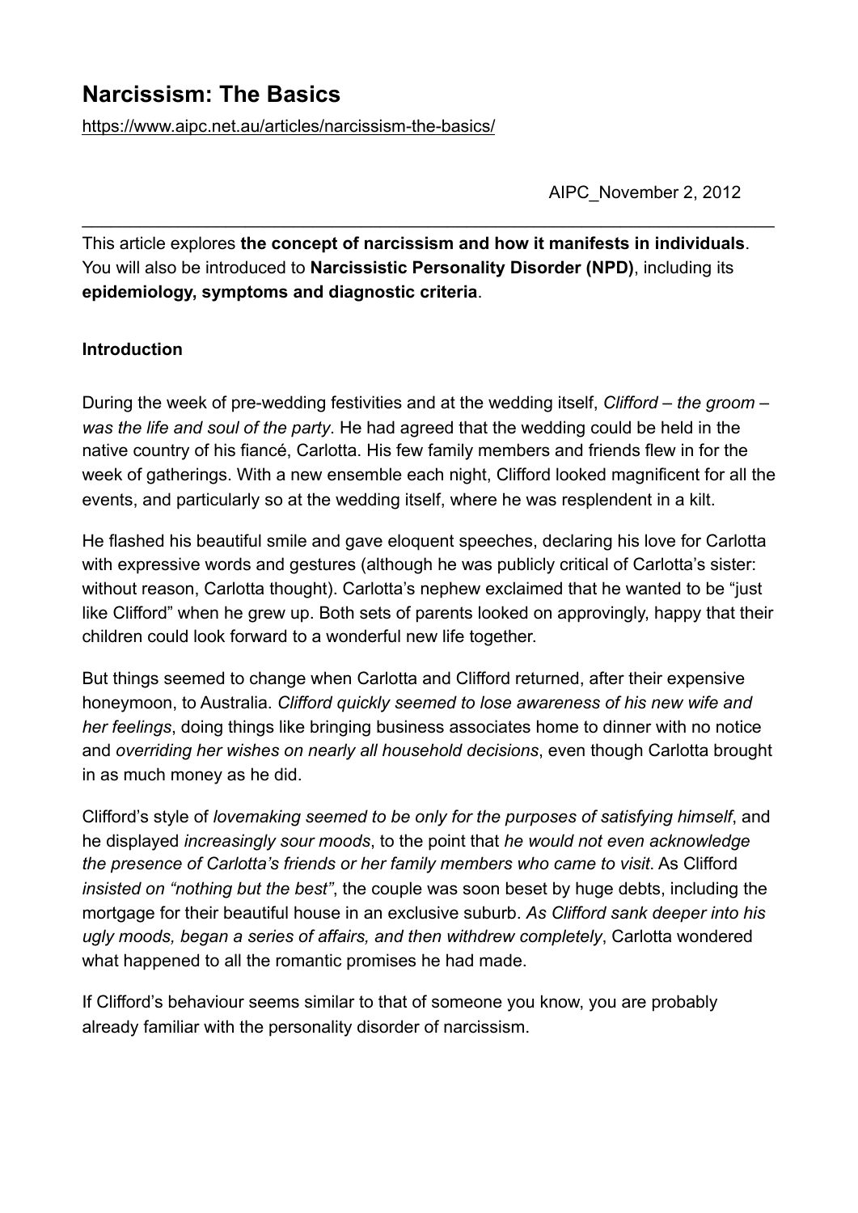# Narcissism: The Basics

https://www.aipc.net.au/articles/narcissism-the-basics/

AIPC_November 2, 2012

---

This article explores **the concept of narcissism and how it manifests in individuals**. You will also be introduced to **Narcissistic Personality Disorder (NPD)**, including its **epidemiology, symptoms and diagnostic criteria**.

**Introduction**

During the week of pre-wedding festivities and at the wedding itself, *Clifford – the groom – was the life and soul of the party*. He had agreed that the wedding could be held in the native country of his fiancé, Carlotta. His few family members and friends flew in for the week of gatherings. With a new ensemble each night, Clifford looked magnificent for all the events, and particularly so at the wedding itself, where he was resplendent in a kilt.

He flashed his beautiful smile and gave eloquent speeches, declaring his love for Carlotta with expressive words and gestures (although he was publicly critical of Carlotta's sister: without reason, Carlotta thought). Carlotta's nephew exclaimed that he wanted to be "just like Clifford" when he grew up. Both sets of parents looked on approvingly, happy that their children could look forward to a wonderful new life together.

But things seemed to change when Carlotta and Clifford returned, after their expensive honeymoon, to Australia. *Clifford quickly seemed to lose awareness of his new wife and her feelings*, doing things like bringing business associates home to dinner with no notice and *overriding her wishes on nearly all household decisions*, even though Carlotta brought in as much money as he did.

Clifford's style of *lovemaking seemed to be only for the purposes of satisfying himself*, and he displayed *increasingly sour moods*, to the point that *he would not even acknowledge the presence of Carlotta's friends or her family members who came to visit*. As Clifford *insisted on "nothing but the best"*, the couple was soon beset by huge debts, including the mortgage for their beautiful house in an exclusive suburb. *As Clifford sank deeper into his ugly moods, began a series of affairs, and then withdrew completely*, Carlotta wondered what happened to all the romantic promises he had made.

If Clifford's behaviour seems similar to that of someone you know, you are probably already familiar with the personality disorder of narcissism.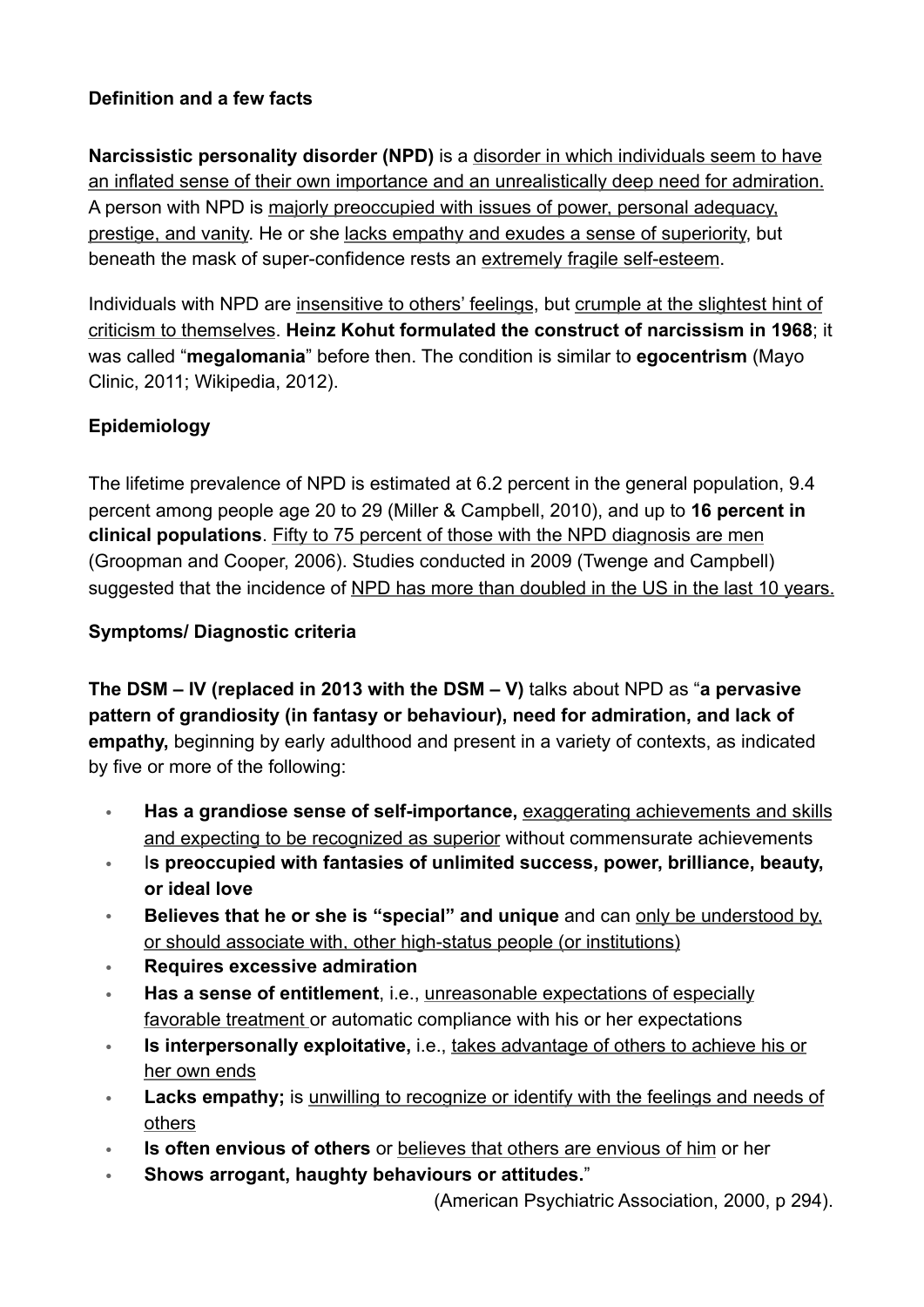**Definition and a few facts**

**Narcissistic personality disorder (NPD)** is a disorder in which individuals seem to have an inflated sense of their own importance and an unrealistically deep need for admiration. A person with NPD is majorly preoccupied with issues of power, personal adequacy, prestige, and vanity. He or she lacks empathy and exudes a sense of superiority, but beneath the mask of super-confidence rests an extremely fragile self-esteem.

Individuals with NPD are insensitive to others' feelings, but crumple at the slightest hint of criticism to themselves. **Heinz Kohut formulated the construct of narcissism in 1968**; it was called "**megalomania**" before then. The condition is similar to **egocentrism** (Mayo Clinic, 2011; Wikipedia, 2012).

**Epidemiology**

The lifetime prevalence of NPD is estimated at 6.2 percent in the general population, 9.4 percent among people age 20 to 29 (Miller & Campbell, 2010), and up to **16 percent in clinical populations**. Fifty to 75 percent of those with the NPD diagnosis are men (Groopman and Cooper, 2006). Studies conducted in 2009 (Twenge and Campbell) suggested that the incidence of NPD has more than doubled in the US in the last 10 years.

**Symptoms/ Diagnostic criteria**

**The DSM – IV (replaced in 2013 with the DSM – V)** talks about NPD as "**a pervasive pattern of grandiosity (in fantasy or behaviour), need for admiration, and lack of empathy,** beginning by early adulthood and present in a variety of contexts, as indicated by five or more of the following:

- **Has a grandiose sense of self-importance,** exaggerating achievements and skills and expecting to be recognized as superior without commensurate achievements
- I**s preoccupied with fantasies of unlimited success, power, brilliance, beauty, or ideal love**
- **Believes that he or she is "special" and unique** and can only be understood by, or should associate with, other high-status people (or institutions)
- **Requires excessive admiration**
- **Has a sense of entitlement**, i.e., unreasonable expectations of especially favorable treatment or automatic compliance with his or her expectations
- **Is interpersonally exploitative,** i.e., takes advantage of others to achieve his or her own ends
- **Lacks empathy;** is unwilling to recognize or identify with the feelings and needs of others
- **Is often envious of others** or believes that others are envious of him or her
- **Shows arrogant, haughty behaviours or attitudes.**"

(American Psychiatric Association, 2000, p 294).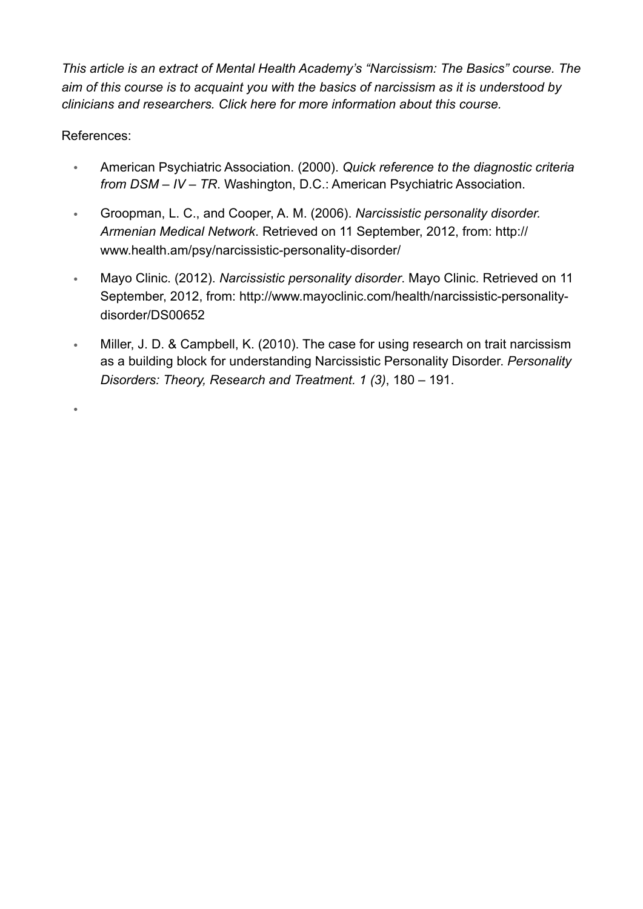*This article is an extract of Mental Health Academy's "Narcissism: The Basics" course. The aim of this course is to acquaint you with the basics of narcissism as it is understood by clinicians and researchers. Click here for more information about this course.*

References:

- American Psychiatric Association. (2000). *Quick reference to the diagnostic criteria from DSM – IV – TR*. Washington, D.C.: American Psychiatric Association.
- Groopman, L. C., and Cooper, A. M. (2006). *Narcissistic personality disorder. Armenian Medical Network*. Retrieved on 11 September, 2012, from: http://www.health.am/psy/narcissistic-personality-disorder/
- Mayo Clinic. (2012). *Narcissistic personality disorder*. Mayo Clinic. Retrieved on 11 September, 2012, from: http://www.mayoclinic.com/health/narcissistic-personality-disorder/DS00652
- Miller, J. D. & Campbell, K. (2010). The case for using research on trait narcissism as a building block for understanding Narcissistic Personality Disorder. *Personality Disorders: Theory, Research and Treatment. 1 (3)*, 180 – 191.